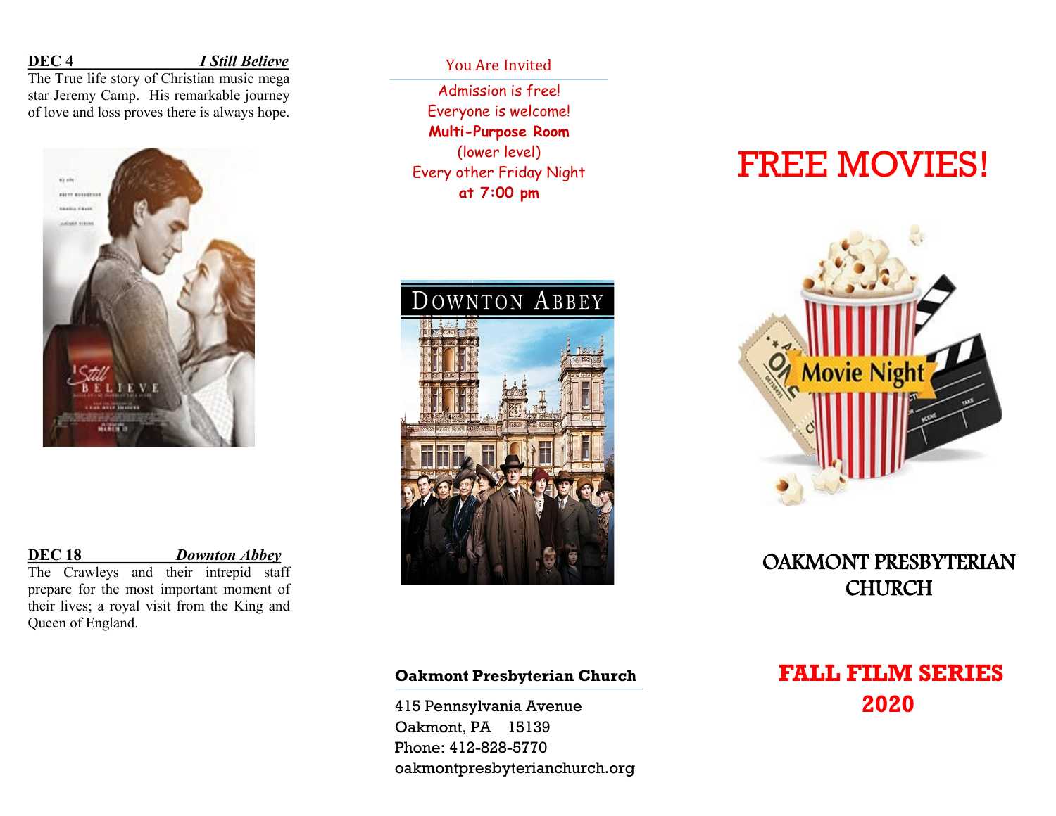**DEC 4** ***I Still Believe***

The True life story of Christian music mega star Jeremy Camp. His remarkable journey of love and loss proves there is always hope.

**DEC 18** ***Downton Abbey***

The Crawleys and their intrepid staff prepare for the most important moment of their lives; a royal visit from the King and Queen of England.

You Are Invited

Admission is free!
Everyone is welcome!
**Multi-Purpose Room**
(lower level)
Every other Friday Night
**at 7:00 pm**

**Oakmont Presbyterian Church**

415 Pennsylvania Avenue
Oakmont, PA 15139
Phone: 412-828-5770
oakmontpresbyterianchurch.org

# FREE MOVIES!

## OAKMONT PRESBYTERIAN CHURCH

## FALL FILM SERIES 2020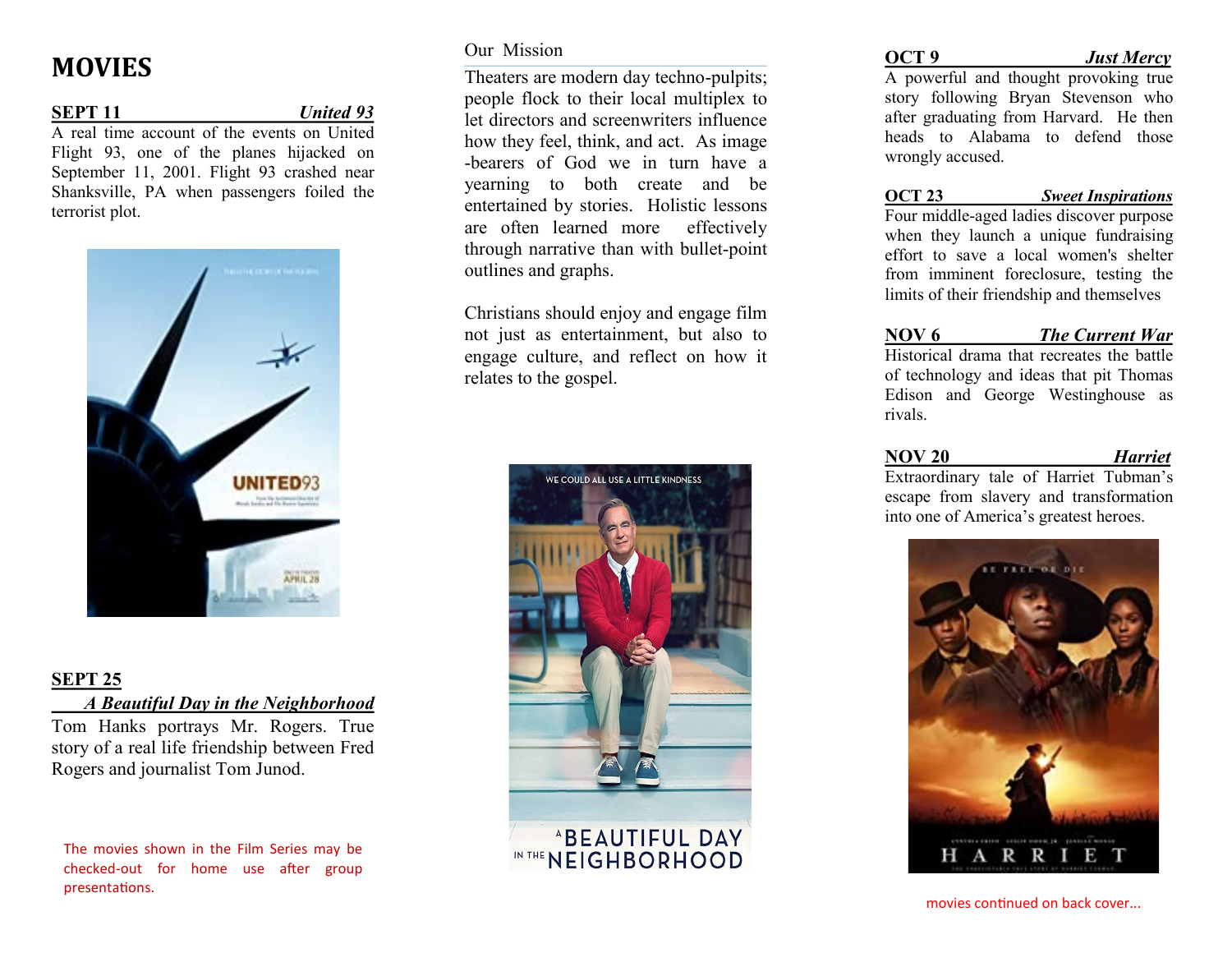# MOVIES

**SEPT 11** ***United 93***

A real time account of the events on United Flight 93, one of the planes hijacked on September 11, 2001. Flight 93 crashed near Shanksville, PA when passengers foiled the terrorist plot.

**SEPT 25**

***A Beautiful Day in the Neighborhood***

Tom Hanks portrays Mr. Rogers. True story of a real life friendship between Fred Rogers and journalist Tom Junod.

The movies shown in the Film Series may be checked-out for home use after group presentations.

## Our Mission

Theaters are modern day techno-pulpits; people flock to their local multiplex to let directors and screenwriters influence how they feel, think, and act. As image-bearers of God we in turn have a yearning to both create and be entertained by stories. Holistic lessons are often learned more effectively through narrative than with bullet-point outlines and graphs.

Christians should enjoy and engage film not just as entertainment, but also to engage culture, and reflect on how it relates to the gospel.

**OCT 9** ***Just Mercy***

A powerful and thought provoking true story following Bryan Stevenson who after graduating from Harvard. He then heads to Alabama to defend those wrongly accused.

**OCT 23** ***Sweet Inspirations***

Four middle-aged ladies discover purpose when they launch a unique fundraising effort to save a local women's shelter from imminent foreclosure, testing the limits of their friendship and themselves

**NOV 6** ***The Current War***

Historical drama that recreates the battle of technology and ideas that pit Thomas Edison and George Westinghouse as rivals.

**NOV 20** ***Harriet***

Extraordinary tale of Harriet Tubman's escape from slavery and transformation into one of America's greatest heroes.

movies continued on back cover...